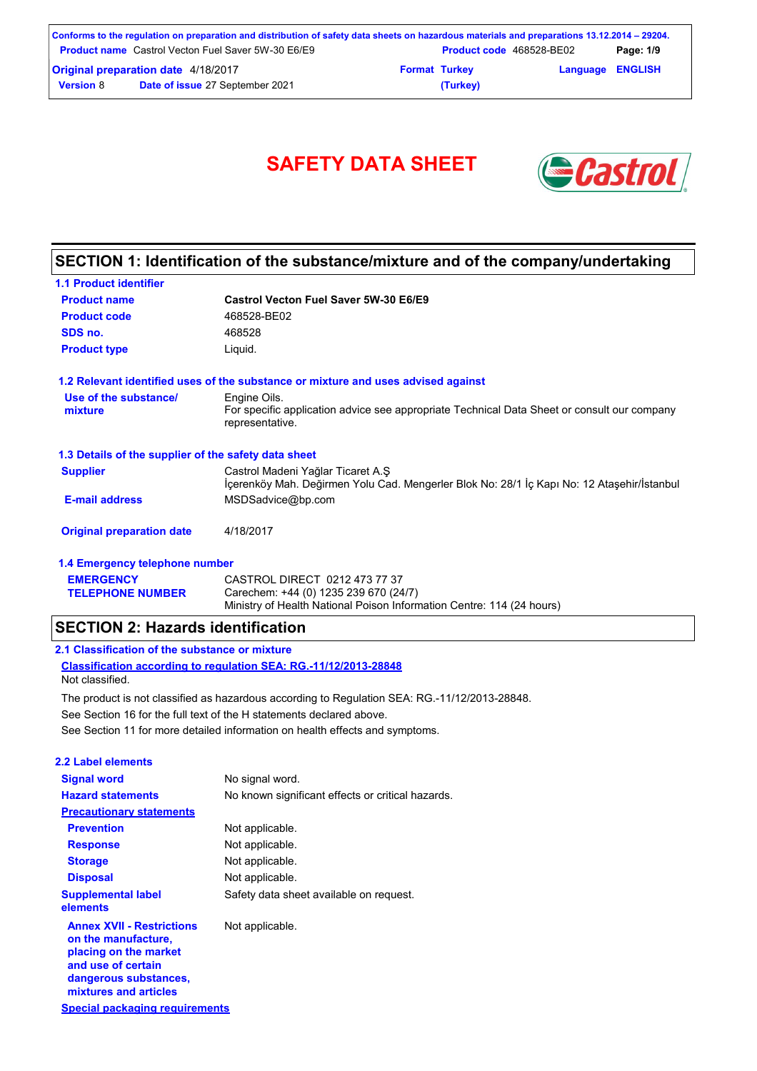# SAFETY DATA SHEET

## SECTION 1: Identification of the substance/mixture and of the company/undertaking

### 1.1 Product identifier

| | |
|---|---|
| **Product name** | **Castrol Vecton Fuel Saver 5W-30 E6/E9** |
| **Product code** | 468528-BE02 |
| **SDS no.** | 468528 |
| **Product type** | Liquid. |

### 1.2 Relevant identified uses of the substance or mixture and uses advised against

| | |
|---|---|
| **Use of the substance/ mixture** | Engine Oils. For specific application advice see appropriate Technical Data Sheet or consult our company representative. |

### 1.3 Details of the supplier of the safety data sheet

| | |
|---|---|
| **Supplier** | Castrol Madeni Yağlar Ticaret A.Ş İçerenköy Mah. Değirmen Yolu Cad. Mengerler Blok No: 28/1 İç Kapı No: 12 Ataşehir/İstanbul |
| **E-mail address** | MSDSadvice@bp.com |
| **Original preparation date** | 4/18/2017 |

### 1.4 Emergency telephone number

| | |
|---|---|
| **EMERGENCY TELEPHONE NUMBER** | CASTROL DIRECT 0212 473 77 37<br>Carechem: +44 (0) 1235 239 670 (24/7)<br>Ministry of Health National Poison Information Centre: 114 (24 hours) |

## SECTION 2: Hazards identification

### 2.1 Classification of the substance or mixture

**Classification according to regulation SEA: RG.-11/12/2013-28848**

Not classified.

The product is not classified as hazardous according to Regulation SEA: RG.-11/12/2013-28848.

See Section 16 for the full text of the H statements declared above.

See Section 11 for more detailed information on health effects and symptoms.

### 2.2 Label elements

| | |
|---|---|
| **Signal word** | No signal word. |
| **Hazard statements** | No known significant effects or critical hazards. |
| **Precautionary statements** | |
| **Prevention** | Not applicable. |
| **Response** | Not applicable. |
| **Storage** | Not applicable. |
| **Disposal** | Not applicable. |
| **Supplemental label elements** | Safety data sheet available on request. |
| **Annex XVII - Restrictions on the manufacture, placing on the market and use of certain dangerous substances, mixtures and articles** | Not applicable. |

**Special packaging requirements**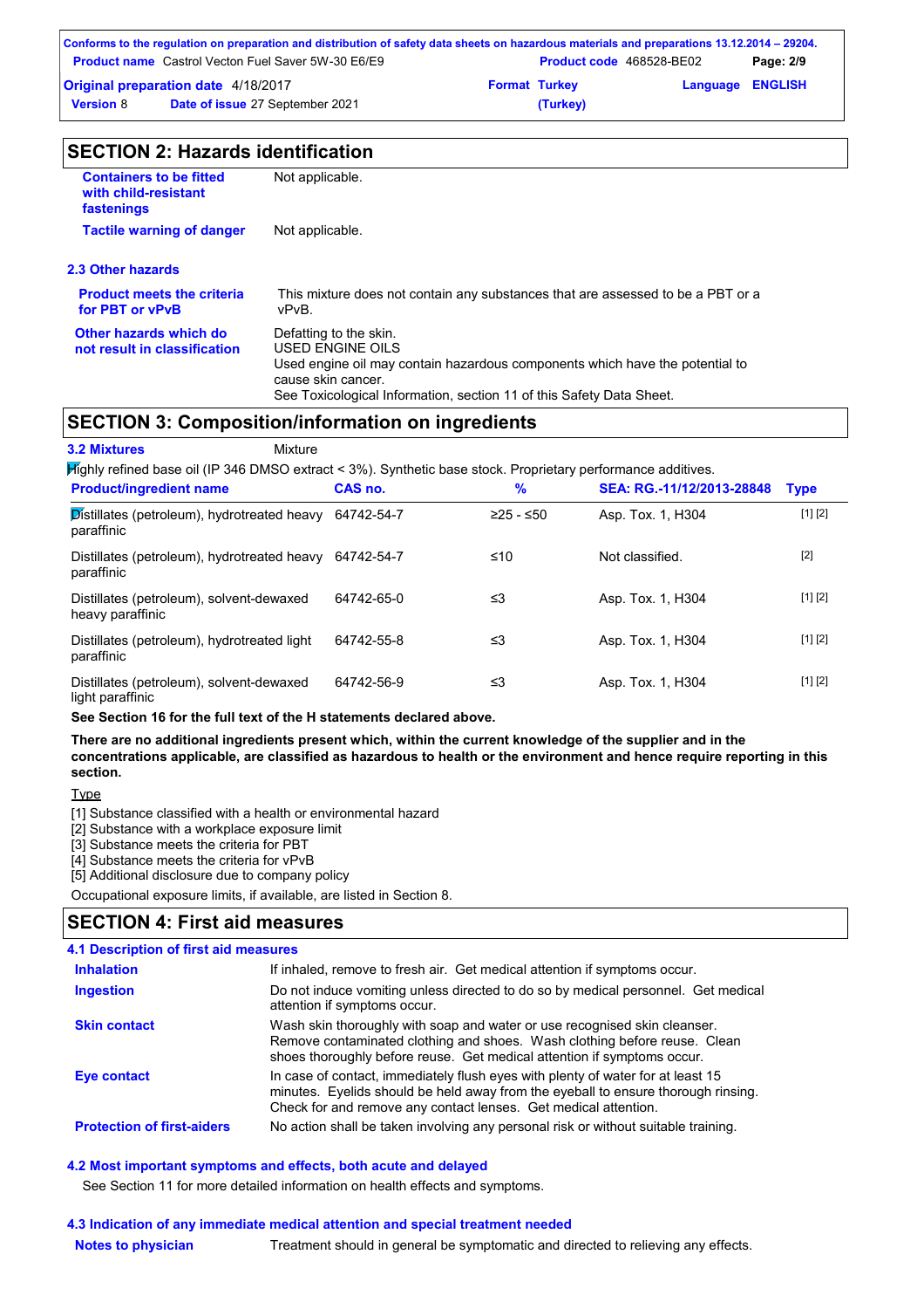## SECTION 2: Hazards identification

| | |
|---|---|
| **Containers to be fitted with child-resistant fastenings** | Not applicable. |
| **Tactile warning of danger** | Not applicable. |

### 2.3 Other hazards

| | |
|---|---|
| **Product meets the criteria for PBT or vPvB** | This mixture does not contain any substances that are assessed to be a PBT or a vPvB. |
| **Other hazards which do not result in classification** | Defatting to the skin.<br>USED ENGINE OILS<br>Used engine oil may contain hazardous components which have the potential to cause skin cancer.<br>See Toxicological Information, section 11 of this Safety Data Sheet. |

## SECTION 3: Composition/information on ingredients

**3.2 Mixtures** Mixture

Highly refined base oil (IP 346 DMSO extract < 3%). Synthetic base stock. Proprietary performance additives.

| Product/ingredient name | CAS no. | % | SEA: RG.-11/12/2013-28848 | Type |
|---|---|---|---|---|
| Distillates (petroleum), hydrotreated heavy paraffinic | 64742-54-7 | ≥25 - ≤50 | Asp. Tox. 1, H304 | [1] [2] |
| Distillates (petroleum), hydrotreated heavy paraffinic | 64742-54-7 | ≤10 | Not classified. | [2] |
| Distillates (petroleum), solvent-dewaxed heavy paraffinic | 64742-65-0 | ≤3 | Asp. Tox. 1, H304 | [1] [2] |
| Distillates (petroleum), hydrotreated light paraffinic | 64742-55-8 | ≤3 | Asp. Tox. 1, H304 | [1] [2] |
| Distillates (petroleum), solvent-dewaxed light paraffinic | 64742-56-9 | ≤3 | Asp. Tox. 1, H304 | [1] [2] |

**See Section 16 for the full text of the H statements declared above.**

**There are no additional ingredients present which, within the current knowledge of the supplier and in the concentrations applicable, are classified as hazardous to health or the environment and hence require reporting in this section.**

Type

[1] Substance classified with a health or environmental hazard
[2] Substance with a workplace exposure limit
[3] Substance meets the criteria for PBT
[4] Substance meets the criteria for vPvB
[5] Additional disclosure due to company policy

Occupational exposure limits, if available, are listed in Section 8.

## SECTION 4: First aid measures

### 4.1 Description of first aid measures

| | |
|---|---|
| **Inhalation** | If inhaled, remove to fresh air. Get medical attention if symptoms occur. |
| **Ingestion** | Do not induce vomiting unless directed to do so by medical personnel. Get medical attention if symptoms occur. |
| **Skin contact** | Wash skin thoroughly with soap and water or use recognised skin cleanser. Remove contaminated clothing and shoes. Wash clothing before reuse. Clean shoes thoroughly before reuse. Get medical attention if symptoms occur. |
| **Eye contact** | In case of contact, immediately flush eyes with plenty of water for at least 15 minutes. Eyelids should be held away from the eyeball to ensure thorough rinsing. Check for and remove any contact lenses. Get medical attention. |
| **Protection of first-aiders** | No action shall be taken involving any personal risk or without suitable training. |

### 4.2 Most important symptoms and effects, both acute and delayed

See Section 11 for more detailed information on health effects and symptoms.

### 4.3 Indication of any immediate medical attention and special treatment needed

| | |
|---|---|
| **Notes to physician** | Treatment should in general be symptomatic and directed to relieving any effects. |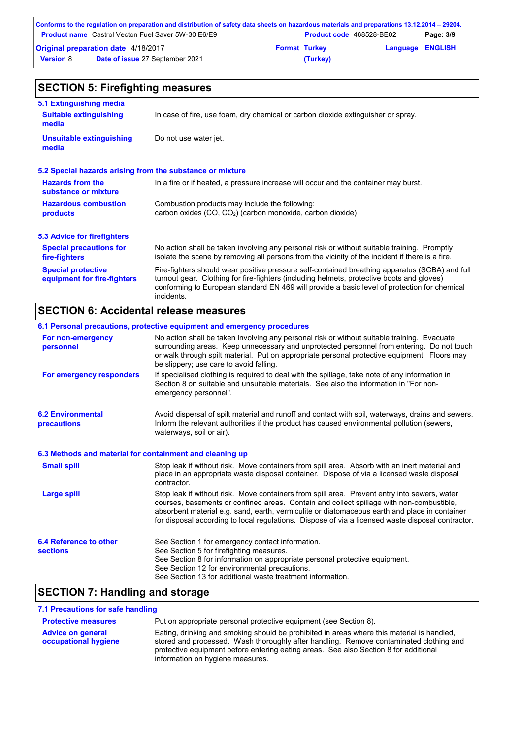## SECTION 5: Firefighting measures

### 5.1 Extinguishing media

**Suitable extinguishing media**
In case of fire, use foam, dry chemical or carbon dioxide extinguisher or spray.

**Unsuitable extinguishing media**
Do not use water jet.

### 5.2 Special hazards arising from the substance or mixture

**Hazards from the substance or mixture**
In a fire or if heated, a pressure increase will occur and the container may burst.

**Hazardous combustion products**
Combustion products may include the following:
carbon oxides (CO, $CO_2$) (carbon monoxide, carbon dioxide)

### 5.3 Advice for firefighters

**Special precautions for fire-fighters**
No action shall be taken involving any personal risk or without suitable training. Promptly isolate the scene by removing all persons from the vicinity of the incident if there is a fire.

**Special protective equipment for fire-fighters**
Fire-fighters should wear positive pressure self-contained breathing apparatus (SCBA) and full turnout gear. Clothing for fire-fighters (including helmets, protective boots and gloves) conforming to European standard EN 469 will provide a basic level of protection for chemical incidents.

## SECTION 6: Accidental release measures

### 6.1 Personal precautions, protective equipment and emergency procedures

**For non-emergency personnel**
No action shall be taken involving any personal risk or without suitable training. Evacuate surrounding areas. Keep unnecessary and unprotected personnel from entering. Do not touch or walk through spilt material. Put on appropriate personal protective equipment. Floors may be slippery; use care to avoid falling.

**For emergency responders**
If specialised clothing is required to deal with the spillage, take note of any information in Section 8 on suitable and unsuitable materials. See also the information in "For non-emergency personnel".

### 6.2 Environmental precautions

Avoid dispersal of spilt material and runoff and contact with soil, waterways, drains and sewers. Inform the relevant authorities if the product has caused environmental pollution (sewers, waterways, soil or air).

### 6.3 Methods and material for containment and cleaning up

**Small spill**
Stop leak if without risk. Move containers from spill area. Absorb with an inert material and place in an appropriate waste disposal container. Dispose of via a licensed waste disposal contractor.

**Large spill**
Stop leak if without risk. Move containers from spill area. Prevent entry into sewers, water courses, basements or confined areas. Contain and collect spillage with non-combustible, absorbent material e.g. sand, earth, vermiculite or diatomaceous earth and place in container for disposal according to local regulations. Dispose of via a licensed waste disposal contractor.

### 6.4 Reference to other sections

See Section 1 for emergency contact information.
See Section 5 for firefighting measures.
See Section 8 for information on appropriate personal protective equipment.
See Section 12 for environmental precautions.
See Section 13 for additional waste treatment information.

## SECTION 7: Handling and storage

### 7.1 Precautions for safe handling

**Protective measures**
Put on appropriate personal protective equipment (see Section 8).

**Advice on general occupational hygiene**
Eating, drinking and smoking should be prohibited in areas where this material is handled, stored and processed. Wash thoroughly after handling. Remove contaminated clothing and protective equipment before entering eating areas. See also Section 8 for additional information on hygiene measures.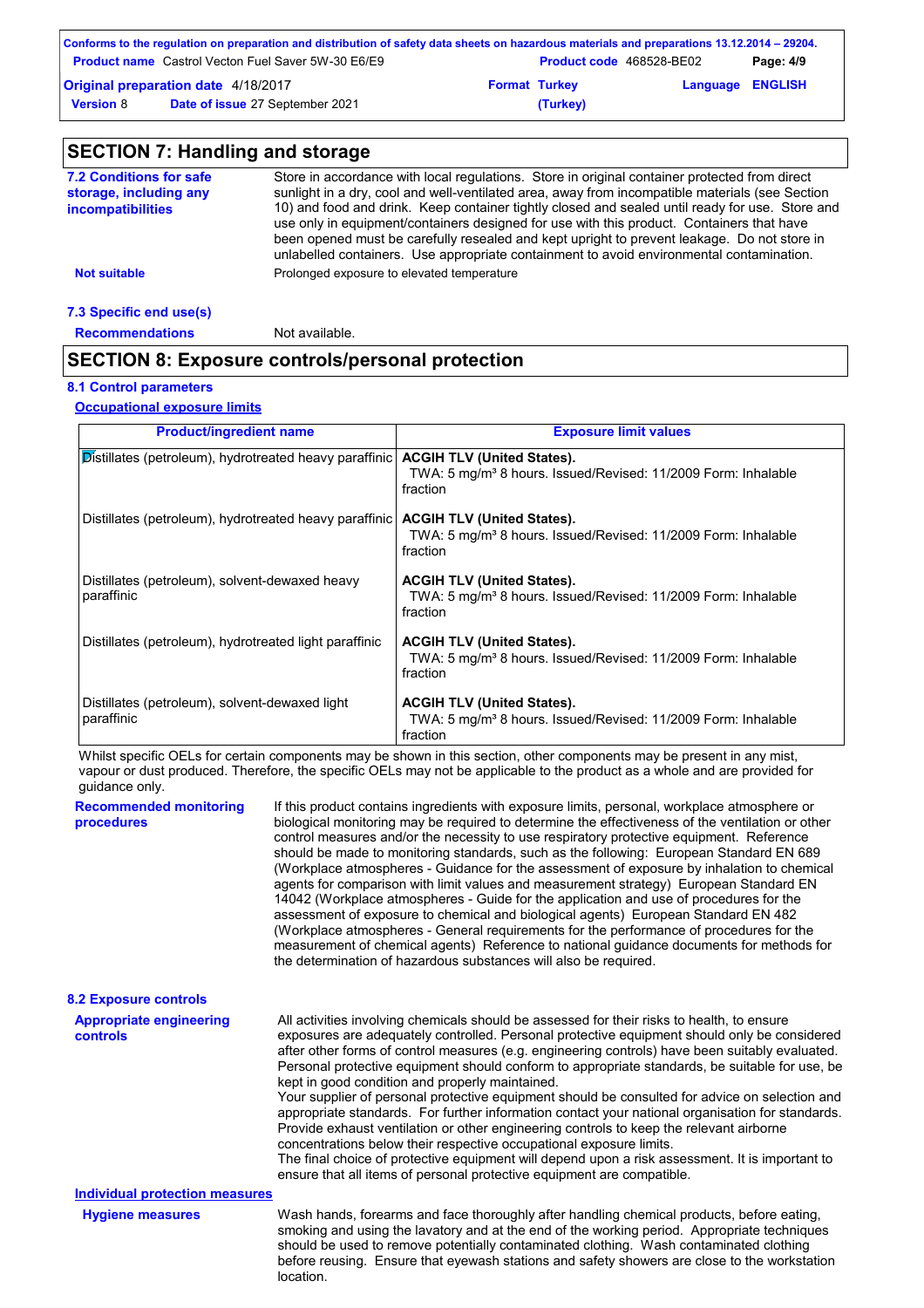## SECTION 7: Handling and storage

**7.2 Conditions for safe storage, including any incompatibilities**

Store in accordance with local regulations. Store in original container protected from direct sunlight in a dry, cool and well-ventilated area, away from incompatible materials (see Section 10) and food and drink. Keep container tightly closed and sealed until ready for use. Store and use only in equipment/containers designed for use with this product. Containers that have been opened must be carefully resealed and kept upright to prevent leakage. Do not store in unlabelled containers. Use appropriate containment to avoid environmental contamination.

**Not suitable**

Prolonged exposure to elevated temperature

**7.3 Specific end use(s)**

**Recommendations**

Not available.

## SECTION 8: Exposure controls/personal protection

**8.1 Control parameters**

**Occupational exposure limits**

| Product/ingredient name | Exposure limit values |
|---|---|
| Distillates (petroleum), hydrotreated heavy paraffinic | **ACGIH TLV (United States).** TWA: 5 mg/m³ 8 hours. Issued/Revised: 11/2009 Form: Inhalable fraction |
| Distillates (petroleum), hydrotreated heavy paraffinic | **ACGIH TLV (United States).** TWA: 5 mg/m³ 8 hours. Issued/Revised: 11/2009 Form: Inhalable fraction |
| Distillates (petroleum), solvent-dewaxed heavy paraffinic | **ACGIH TLV (United States).** TWA: 5 mg/m³ 8 hours. Issued/Revised: 11/2009 Form: Inhalable fraction |
| Distillates (petroleum), hydrotreated light paraffinic | **ACGIH TLV (United States).** TWA: 5 mg/m³ 8 hours. Issued/Revised: 11/2009 Form: Inhalable fraction |
| Distillates (petroleum), solvent-dewaxed light paraffinic | **ACGIH TLV (United States).** TWA: 5 mg/m³ 8 hours. Issued/Revised: 11/2009 Form: Inhalable fraction |

Whilst specific OELs for certain components may be shown in this section, other components may be present in any mist, vapour or dust produced. Therefore, the specific OELs may not be applicable to the product as a whole and are provided for guidance only.

**Recommended monitoring procedures**

If this product contains ingredients with exposure limits, personal, workplace atmosphere or biological monitoring may be required to determine the effectiveness of the ventilation or other control measures and/or the necessity to use respiratory protective equipment. Reference should be made to monitoring standards, such as the following: European Standard EN 689 (Workplace atmospheres - Guidance for the assessment of exposure by inhalation to chemical agents for comparison with limit values and measurement strategy) European Standard EN 14042 (Workplace atmospheres - Guide for the application and use of procedures for the assessment of exposure to chemical and biological agents) European Standard EN 482 (Workplace atmospheres - General requirements for the performance of procedures for the measurement of chemical agents) Reference to national guidance documents for methods for the determination of hazardous substances will also be required.

**8.2 Exposure controls**

**Appropriate engineering controls**

All activities involving chemicals should be assessed for their risks to health, to ensure exposures are adequately controlled. Personal protective equipment should only be considered after other forms of control measures (e.g. engineering controls) have been suitably evaluated. Personal protective equipment should conform to appropriate standards, be suitable for use, be kept in good condition and properly maintained.
Your supplier of personal protective equipment should be consulted for advice on selection and appropriate standards. For further information contact your national organisation for standards.
Provide exhaust ventilation or other engineering controls to keep the relevant airborne concentrations below their respective occupational exposure limits.
The final choice of protective equipment will depend upon a risk assessment. It is important to ensure that all items of personal protective equipment are compatible.

**Individual protection measures**

**Hygiene measures**

Wash hands, forearms and face thoroughly after handling chemical products, before eating, smoking and using the lavatory and at the end of the working period. Appropriate techniques should be used to remove potentially contaminated clothing. Wash contaminated clothing before reusing. Ensure that eyewash stations and safety showers are close to the workstation location.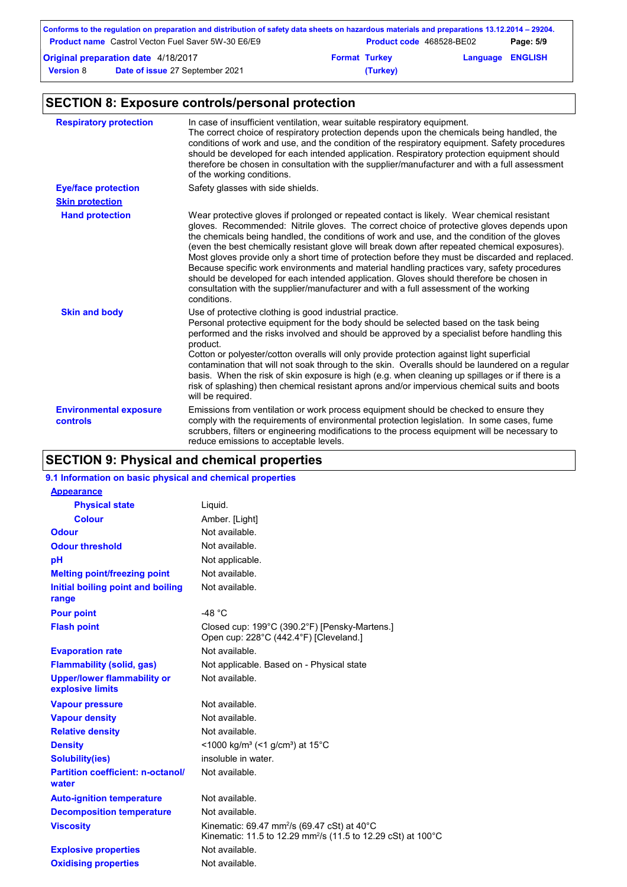## SECTION 8: Exposure controls/personal protection

| | |
|---|---|
| **Respiratory protection** | In case of insufficient ventilation, wear suitable respiratory equipment. The correct choice of respiratory protection depends upon the chemicals being handled, the conditions of work and use, and the condition of the respiratory equipment. Safety procedures should be developed for each intended application. Respiratory protection equipment should therefore be chosen in consultation with the supplier/manufacturer and with a full assessment of the working conditions. |
| **Eye/face protection** | Safety glasses with side shields. |
| **Skin protection** | |
| **Hand protection** | Wear protective gloves if prolonged or repeated contact is likely. Wear chemical resistant gloves. Recommended: Nitrile gloves. The correct choice of protective gloves depends upon the chemicals being handled, the conditions of work and use, and the condition of the gloves (even the best chemically resistant glove will break down after repeated chemical exposures). Most gloves provide only a short time of protection before they must be discarded and replaced. Because specific work environments and material handling practices vary, safety procedures should be developed for each intended application. Gloves should therefore be chosen in consultation with the supplier/manufacturer and with a full assessment of the working conditions. |
| **Skin and body** | Use of protective clothing is good industrial practice. Personal protective equipment for the body should be selected based on the task being performed and the risks involved and should be approved by a specialist before handling this product. Cotton or polyester/cotton overalls will only provide protection against light superficial contamination that will not soak through to the skin. Overalls should be laundered on a regular basis. When the risk of skin exposure is high (e.g. when cleaning up spillages or if there is a risk of splashing) then chemical resistant aprons and/or impervious chemical suits and boots will be required. |
| **Environmental exposure controls** | Emissions from ventilation or work process equipment should be checked to ensure they comply with the requirements of environmental protection legislation. In some cases, fume scrubbers, filters or engineering modifications to the process equipment will be necessary to reduce emissions to acceptable levels. |

## SECTION 9: Physical and chemical properties

### 9.1 Information on basic physical and chemical properties

| | |
|---|---|
| **Appearance** | |
| **Physical state** | Liquid. |
| **Colour** | Amber. [Light] |
| **Odour** | Not available. |
| **Odour threshold** | Not available. |
| **pH** | Not applicable. |
| **Melting point/freezing point** | Not available. |
| **Initial boiling point and boiling range** | Not available. |
| **Pour point** | -48 °C |
| **Flash point** | Closed cup: 199°C (390.2°F) [Pensky-Martens.]<br>Open cup: 228°C (442.4°F) [Cleveland.] |
| **Evaporation rate** | Not available. |
| **Flammability (solid, gas)** | Not applicable. Based on - Physical state |
| **Upper/lower flammability or explosive limits** | Not available. |
| **Vapour pressure** | Not available. |
| **Vapour density** | Not available. |
| **Relative density** | Not available. |
| **Density** | <1000 kg/m³ (<1 g/cm³) at 15°C |
| **Solubility(ies)** | insoluble in water. |
| **Partition coefficient: n-octanol/water** | Not available. |
| **Auto-ignition temperature** | Not available. |
| **Decomposition temperature** | Not available. |
| **Viscosity** | Kinematic: 69.47 mm²/s (69.47 cSt) at 40°C<br>Kinematic: 11.5 to 12.29 mm²/s (11.5 to 12.29 cSt) at 100°C |
| **Explosive properties** | Not available. |
| **Oxidising properties** | Not available. |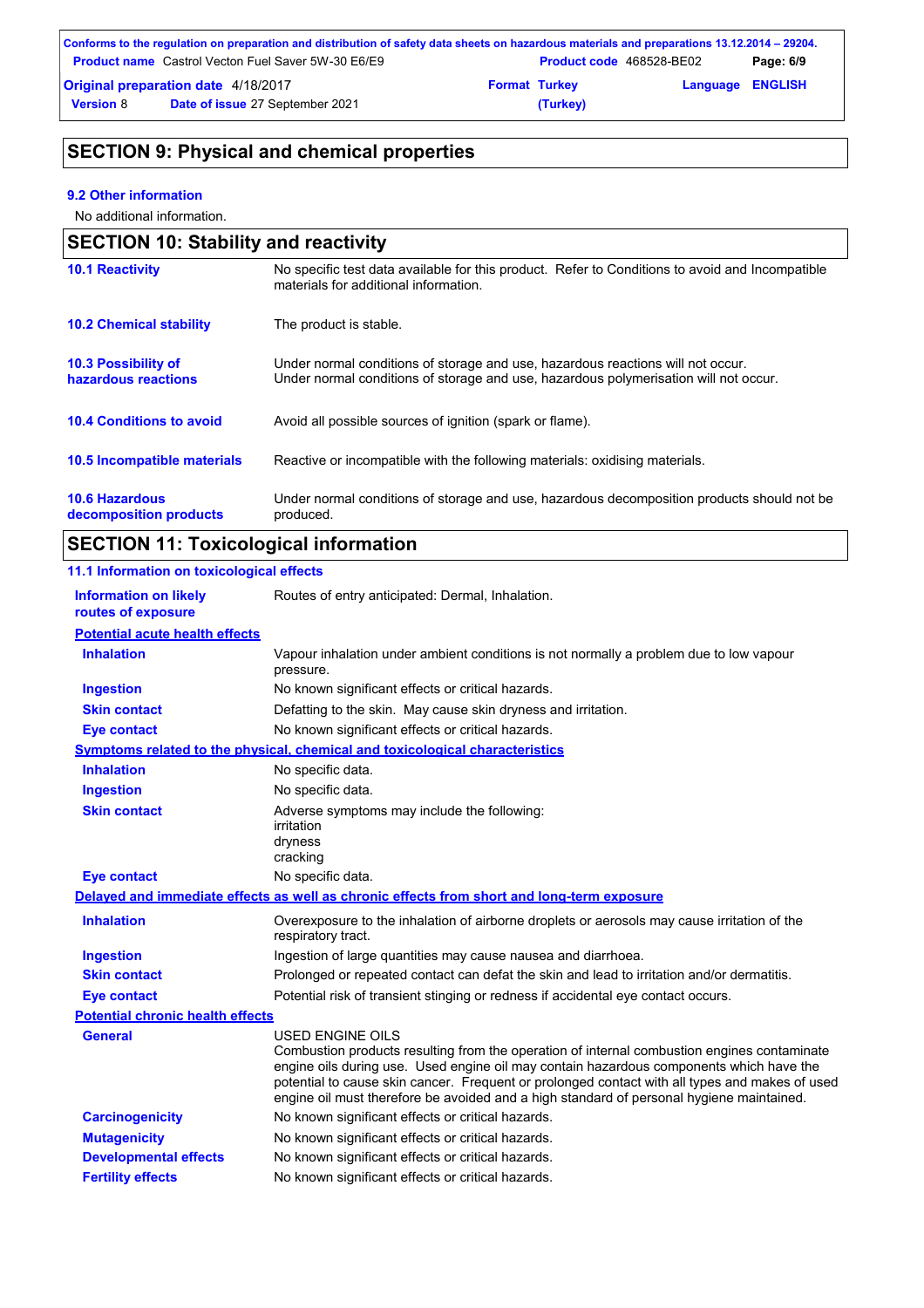## SECTION 9: Physical and chemical properties

### 9.2 Other information

No additional information.

## SECTION 10: Stability and reactivity

| | |
|---|---|
| **10.1 Reactivity** | No specific test data available for this product. Refer to Conditions to avoid and Incompatible materials for additional information. |
| **10.2 Chemical stability** | The product is stable. |
| **10.3 Possibility of hazardous reactions** | Under normal conditions of storage and use, hazardous reactions will not occur. Under normal conditions of storage and use, hazardous polymerisation will not occur. |
| **10.4 Conditions to avoid** | Avoid all possible sources of ignition (spark or flame). |
| **10.5 Incompatible materials** | Reactive or incompatible with the following materials: oxidising materials. |
| **10.6 Hazardous decomposition products** | Under normal conditions of storage and use, hazardous decomposition products should not be produced. |

## SECTION 11: Toxicological information

### 11.1 Information on toxicological effects

**Information on likely routes of exposure**: Routes of entry anticipated: Dermal, Inhalation.

**Potential acute health effects**

| | |
|---|---|
| **Inhalation** | Vapour inhalation under ambient conditions is not normally a problem due to low vapour pressure. |
| **Ingestion** | No known significant effects or critical hazards. |
| **Skin contact** | Defatting to the skin. May cause skin dryness and irritation. |
| **Eye contact** | No known significant effects or critical hazards. |

**Symptoms related to the physical, chemical and toxicological characteristics**

| | |
|---|---|
| **Inhalation** | No specific data. |
| **Ingestion** | No specific data. |
| **Skin contact** | Adverse symptoms may include the following: irritation dryness cracking |
| **Eye contact** | No specific data. |

**Delayed and immediate effects as well as chronic effects from short and long-term exposure**

| | |
|---|---|
| **Inhalation** | Overexposure to the inhalation of airborne droplets or aerosols may cause irritation of the respiratory tract. |
| **Ingestion** | Ingestion of large quantities may cause nausea and diarrhoea. |
| **Skin contact** | Prolonged or repeated contact can defat the skin and lead to irritation and/or dermatitis. |
| **Eye contact** | Potential risk of transient stinging or redness if accidental eye contact occurs. |

**Potential chronic health effects**

| | |
|---|---|
| **General** | USED ENGINE OILS<br>Combustion products resulting from the operation of internal combustion engines contaminate engine oils during use. Used engine oil may contain hazardous components which have the potential to cause skin cancer. Frequent or prolonged contact with all types and makes of used engine oil must therefore be avoided and a high standard of personal hygiene maintained. |
| **Carcinogenicity** | No known significant effects or critical hazards. |
| **Mutagenicity** | No known significant effects or critical hazards. |
| **Developmental effects** | No known significant effects or critical hazards. |
| **Fertility effects** | No known significant effects or critical hazards. |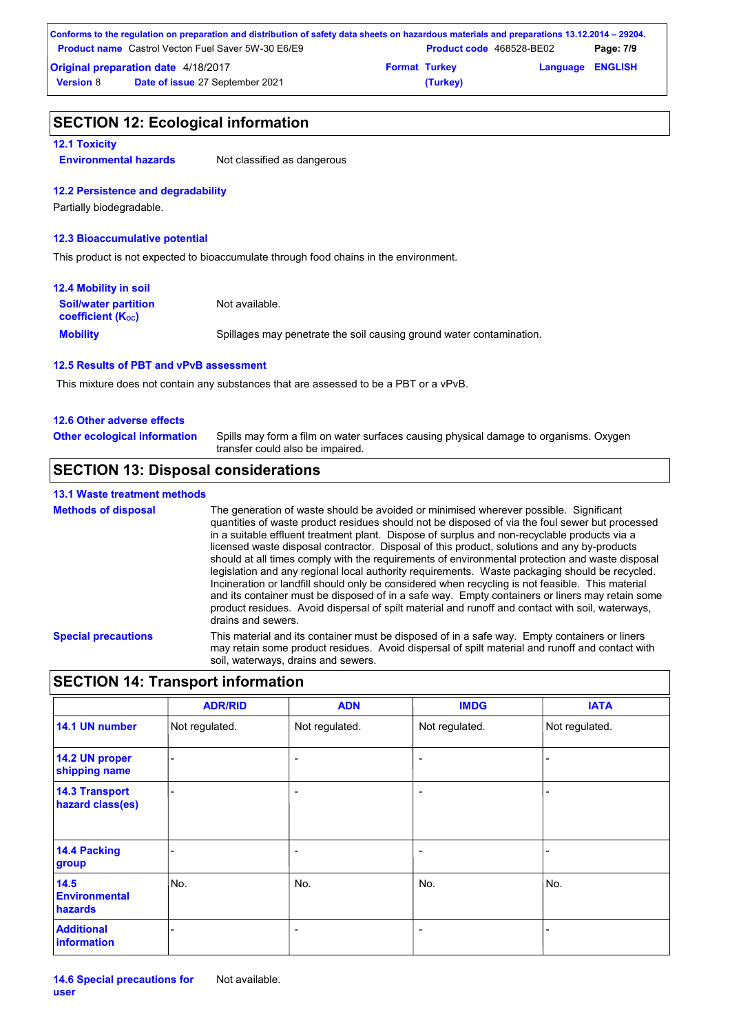## SECTION 12: Ecological information

### 12.1 Toxicity

**Environmental hazards** Not classified as dangerous

### 12.2 Persistence and degradability

Partially biodegradable.

### 12.3 Bioaccumulative potential

This product is not expected to bioaccumulate through food chains in the environment.

### 12.4 Mobility in soil

**Soil/water partition coefficient ($K_{OC}$)** Not available.

**Mobility** Spillages may penetrate the soil causing ground water contamination.

### 12.5 Results of PBT and vPvB assessment

This mixture does not contain any substances that are assessed to be a PBT or a vPvB.

### 12.6 Other adverse effects

**Other ecological information** Spills may form a film on water surfaces causing physical damage to organisms. Oxygen transfer could also be impaired.

## SECTION 13: Disposal considerations

### 13.1 Waste treatment methods

**Methods of disposal** The generation of waste should be avoided or minimised wherever possible. Significant quantities of waste product residues should not be disposed of via the foul sewer but processed in a suitable effluent treatment plant. Dispose of surplus and non-recyclable products via a licensed waste disposal contractor. Disposal of this product, solutions and any by-products should at all times comply with the requirements of environmental protection and waste disposal legislation and any regional local authority requirements. Waste packaging should be recycled. Incineration or landfill should only be considered when recycling is not feasible. This material and its container must be disposed of in a safe way. Empty containers or liners may retain some product residues. Avoid dispersal of spilt material and runoff and contact with soil, waterways, drains and sewers.

**Special precautions** This material and its container must be disposed of in a safe way. Empty containers or liners may retain some product residues. Avoid dispersal of spilt material and runoff and contact with soil, waterways, drains and sewers.

## SECTION 14: Transport information

| | ADR/RID | ADN | IMDG | IATA |
|---|---|---|---|---|
| 14.1 UN number | Not regulated. | Not regulated. | Not regulated. | Not regulated. |
| 14.2 UN proper shipping name | - | - | - | - |
| 14.3 Transport hazard class(es) | - | - | - | - |
| 14.4 Packing group | - | - | - | - |
| 14.5 Environmental hazards | No. | No. | No. | No. |
| Additional information | - | - | - | - |

**14.6 Special precautions for user** Not available.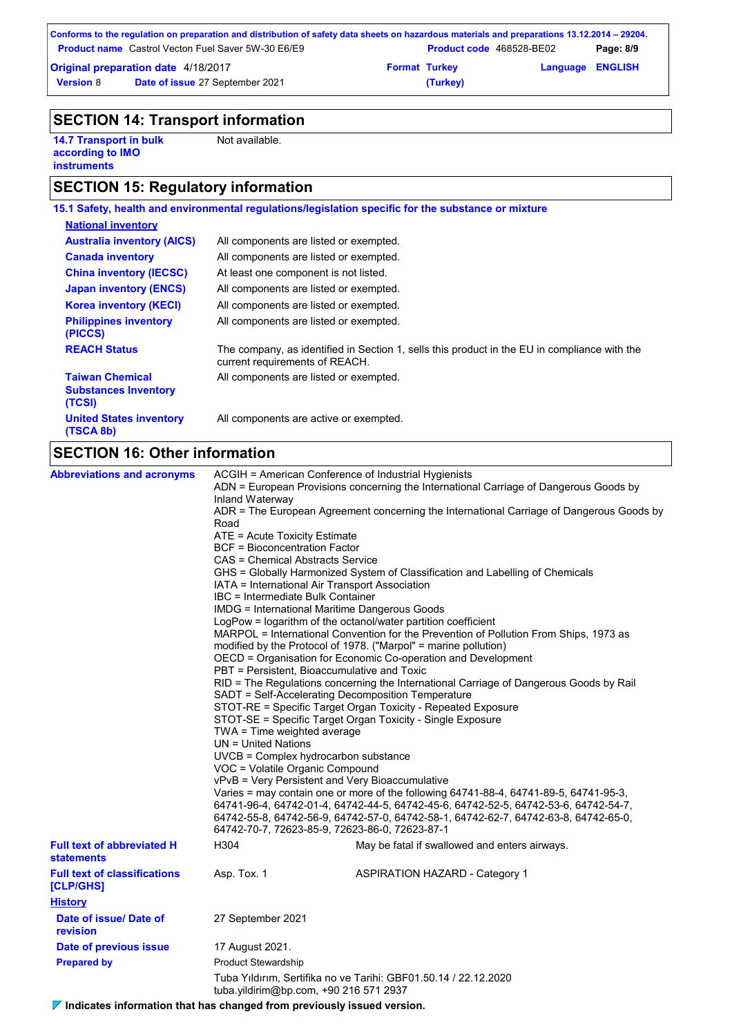## SECTION 14: Transport information

| | |
|---|---|
| **14.7 Transport in bulk according to IMO instruments** | Not available. |

## SECTION 15: Regulatory information

**15.1 Safety, health and environmental regulations/legislation specific for the substance or mixture**

**National inventory**

| | |
|---|---|
| **Australia inventory (AICS)** | All components are listed or exempted. |
| **Canada inventory** | All components are listed or exempted. |
| **China inventory (IECSC)** | At least one component is not listed. |
| **Japan inventory (ENCS)** | All components are listed or exempted. |
| **Korea inventory (KECI)** | All components are listed or exempted. |
| **Philippines inventory (PICCS)** | All components are listed or exempted. |
| **REACH Status** | The company, as identified in Section 1, sells this product in the EU in compliance with the current requirements of REACH. |
| **Taiwan Chemical Substances Inventory (TCSI)** | All components are listed or exempted. |
| **United States inventory (TSCA 8b)** | All components are active or exempted. |

## SECTION 16: Other information

**Abbreviations and acronyms**

ACGIH = American Conference of Industrial Hygienists
ADN = European Provisions concerning the International Carriage of Dangerous Goods by Inland Waterway
ADR = The European Agreement concerning the International Carriage of Dangerous Goods by Road
ATE = Acute Toxicity Estimate
BCF = Bioconcentration Factor
CAS = Chemical Abstracts Service
GHS = Globally Harmonized System of Classification and Labelling of Chemicals
IATA = International Air Transport Association
IBC = Intermediate Bulk Container
IMDG = International Maritime Dangerous Goods
LogPow = logarithm of the octanol/water partition coefficient
MARPOL = International Convention for the Prevention of Pollution From Ships, 1973 as modified by the Protocol of 1978. ("Marpol" = marine pollution)
OECD = Organisation for Economic Co-operation and Development
PBT = Persistent, Bioaccumulative and Toxic
RID = The Regulations concerning the International Carriage of Dangerous Goods by Rail
SADT = Self-Accelerating Decomposition Temperature
STOT-RE = Specific Target Organ Toxicity - Repeated Exposure
STOT-SE = Specific Target Organ Toxicity - Single Exposure
TWA = Time weighted average
UN = United Nations
UVCB = Complex hydrocarbon substance
VOC = Volatile Organic Compound
vPvB = Very Persistent and Very Bioaccumulative
Varies = may contain one or more of the following 64741-88-4, 64741-89-5, 64741-95-3, 64741-96-4, 64742-01-4, 64742-44-5, 64742-45-6, 64742-52-5, 64742-53-6, 64742-54-7, 64742-55-8, 64742-56-9, 64742-57-0, 64742-58-1, 64742-62-7, 64742-63-8, 64742-65-0, 64742-70-7, 72623-85-9, 72623-86-0, 72623-87-1

| | | |
|---|---|---|
| **Full text of abbreviated H statements** | H304 | May be fatal if swallowed and enters airways. |
| **Full text of classifications [CLP/GHS]** | Asp. Tox. 1 | ASPIRATION HAZARD - Category 1 |

**History**

| | |
|---|---|
| **Date of issue/ Date of revision** | 27 September 2021 |
| **Date of previous issue** | 17 August 2021. |
| **Prepared by** | Product Stewardship |
| | Tuba Yıldırım, Sertifika no ve Tarihi: GBF01.50.14 / 22.12.2020<br>tuba.yildirim@bp.com, +90 216 571 2937 |

**Indicates information that has changed from previously issued version.**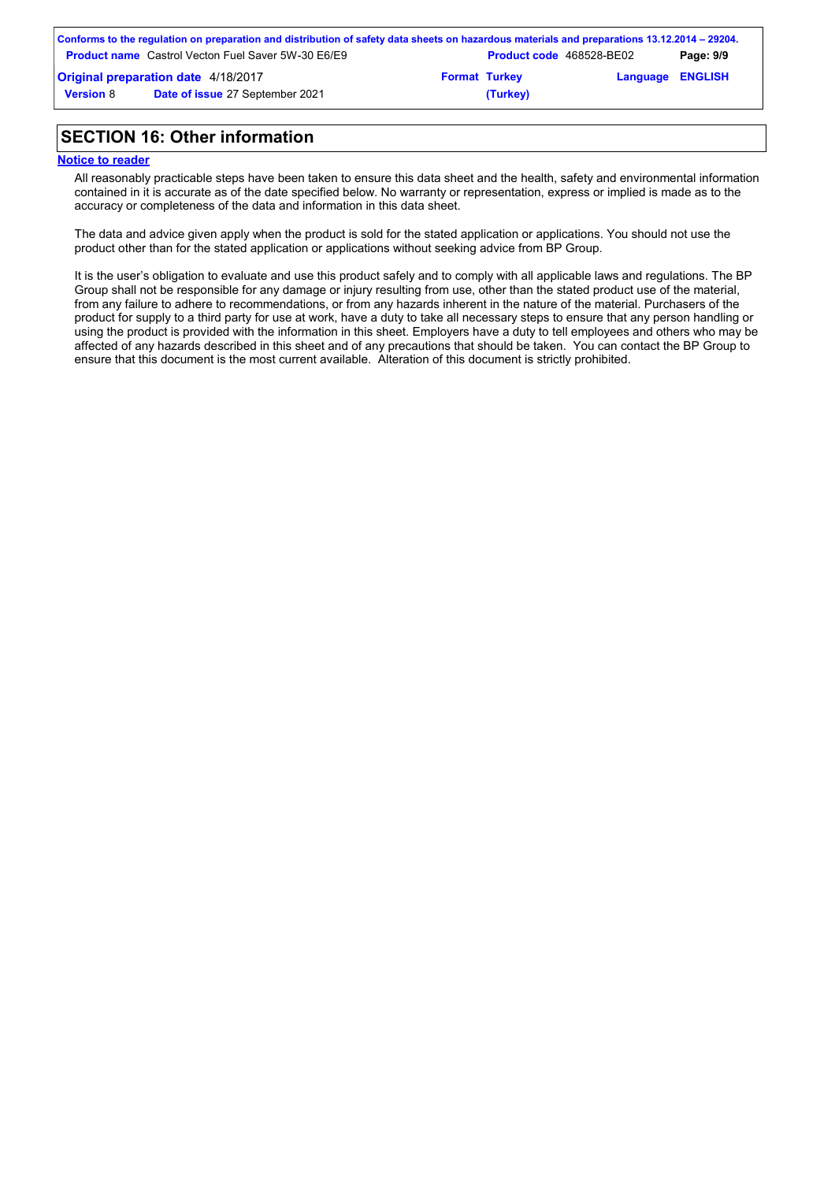## SECTION 16: Other information

**Notice to reader**

All reasonably practicable steps have been taken to ensure this data sheet and the health, safety and environmental information contained in it is accurate as of the date specified below. No warranty or representation, express or implied is made as to the accuracy or completeness of the data and information in this data sheet.

The data and advice given apply when the product is sold for the stated application or applications. You should not use the product other than for the stated application or applications without seeking advice from BP Group.

It is the user's obligation to evaluate and use this product safely and to comply with all applicable laws and regulations. The BP Group shall not be responsible for any damage or injury resulting from use, other than the stated product use of the material, from any failure to adhere to recommendations, or from any hazards inherent in the nature of the material. Purchasers of the product for supply to a third party for use at work, have a duty to take all necessary steps to ensure that any person handling or using the product is provided with the information in this sheet. Employers have a duty to tell employees and others who may be affected of any hazards described in this sheet and of any precautions that should be taken. You can contact the BP Group to ensure that this document is the most current available. Alteration of this document is strictly prohibited.